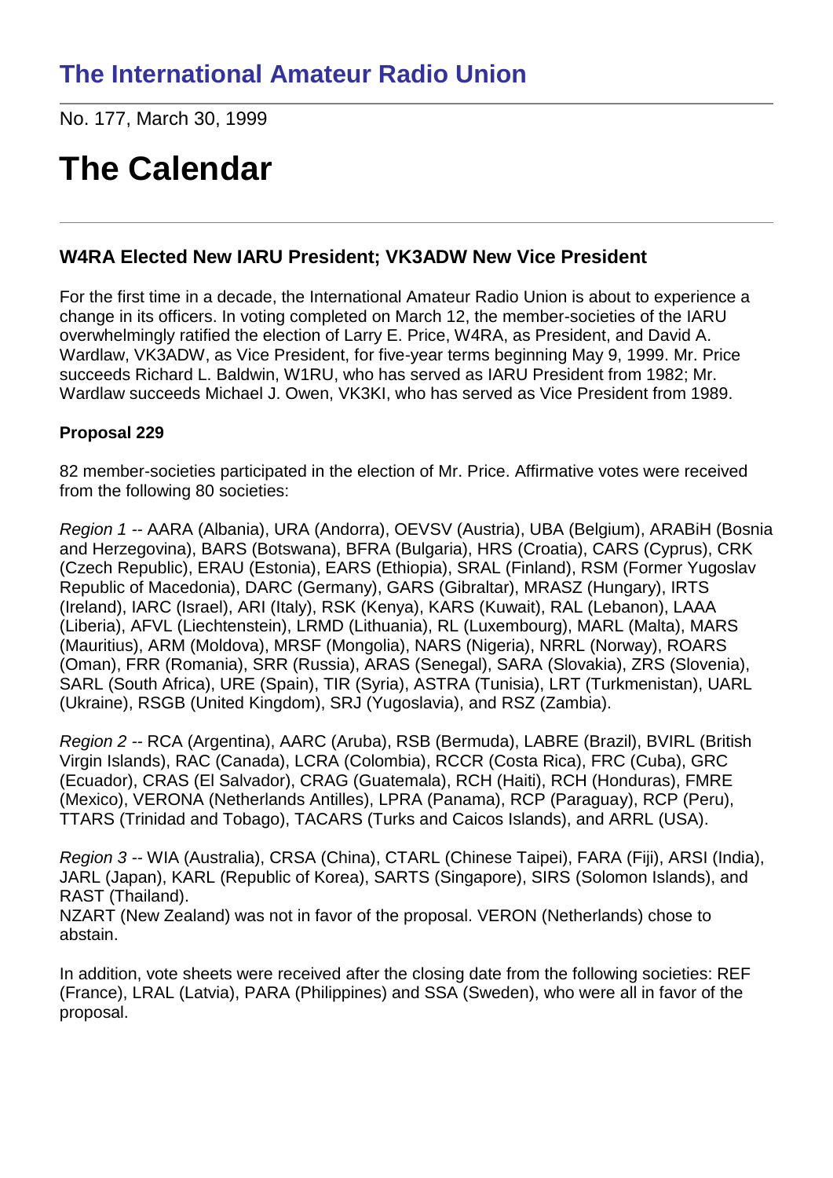# The International Amateur Radio Union

No. 177, March 30, 1999

# The Calendar

---

### W4RA Elected New IARU President; VK3ADW New Vice President

For the first time in a decade, the International Amateur Radio Union is about to experience a change in its officers. In voting completed on March 12, the member-societies of the IARU overwhelmingly ratified the election of Larry E. Price, W4RA, as President, and David A. Wardlaw, VK3ADW, as Vice President, for five-year terms beginning May 9, 1999. Mr. Price succeeds Richard L. Baldwin, W1RU, who has served as IARU President from 1982; Mr. Wardlaw succeeds Michael J. Owen, VK3KI, who has served as Vice President from 1989.

**Proposal 229**

82 member-societies participated in the election of Mr. Price. Affirmative votes were received from the following 80 societies:

*Region 1 --* AARA (Albania), URA (Andorra), OEVSV (Austria), UBA (Belgium), ARABiH (Bosnia and Herzegovina), BARS (Botswana), BFRA (Bulgaria), HRS (Croatia), CARS (Cyprus), CRK (Czech Republic), ERAU (Estonia), EARS (Ethiopia), SRAL (Finland), RSM (Former Yugoslav Republic of Macedonia), DARC (Germany), GARS (Gibraltar), MRASZ (Hungary), IRTS (Ireland), IARC (Israel), ARI (Italy), RSK (Kenya), KARS (Kuwait), RAL (Lebanon), LAAA (Liberia), AFVL (Liechtenstein), LRMD (Lithuania), RL (Luxembourg), MARL (Malta), MARS (Mauritius), ARM (Moldova), MRSF (Mongolia), NARS (Nigeria), NRRL (Norway), ROARS (Oman), FRR (Romania), SRR (Russia), ARAS (Senegal), SARA (Slovakia), ZRS (Slovenia), SARL (South Africa), URE (Spain), TIR (Syria), ASTRA (Tunisia), LRT (Turkmenistan), UARL (Ukraine), RSGB (United Kingdom), SRJ (Yugoslavia), and RSZ (Zambia).

*Region 2 --* RCA (Argentina), AARC (Aruba), RSB (Bermuda), LABRE (Brazil), BVIRL (British Virgin Islands), RAC (Canada), LCRA (Colombia), RCCR (Costa Rica), FRC (Cuba), GRC (Ecuador), CRAS (El Salvador), CRAG (Guatemala), RCH (Haiti), RCH (Honduras), FMRE (Mexico), VERONA (Netherlands Antilles), LPRA (Panama), RCP (Paraguay), RCP (Peru), TTARS (Trinidad and Tobago), TACARS (Turks and Caicos Islands), and ARRL (USA).

*Region 3 --* WIA (Australia), CRSA (China), CTARL (Chinese Taipei), FARA (Fiji), ARSI (India), JARL (Japan), KARL (Republic of Korea), SARTS (Singapore), SIRS (Solomon Islands), and RAST (Thailand).
NZART (New Zealand) was not in favor of the proposal. VERON (Netherlands) chose to abstain.

In addition, vote sheets were received after the closing date from the following societies: REF (France), LRAL (Latvia), PARA (Philippines) and SSA (Sweden), who were all in favor of the proposal.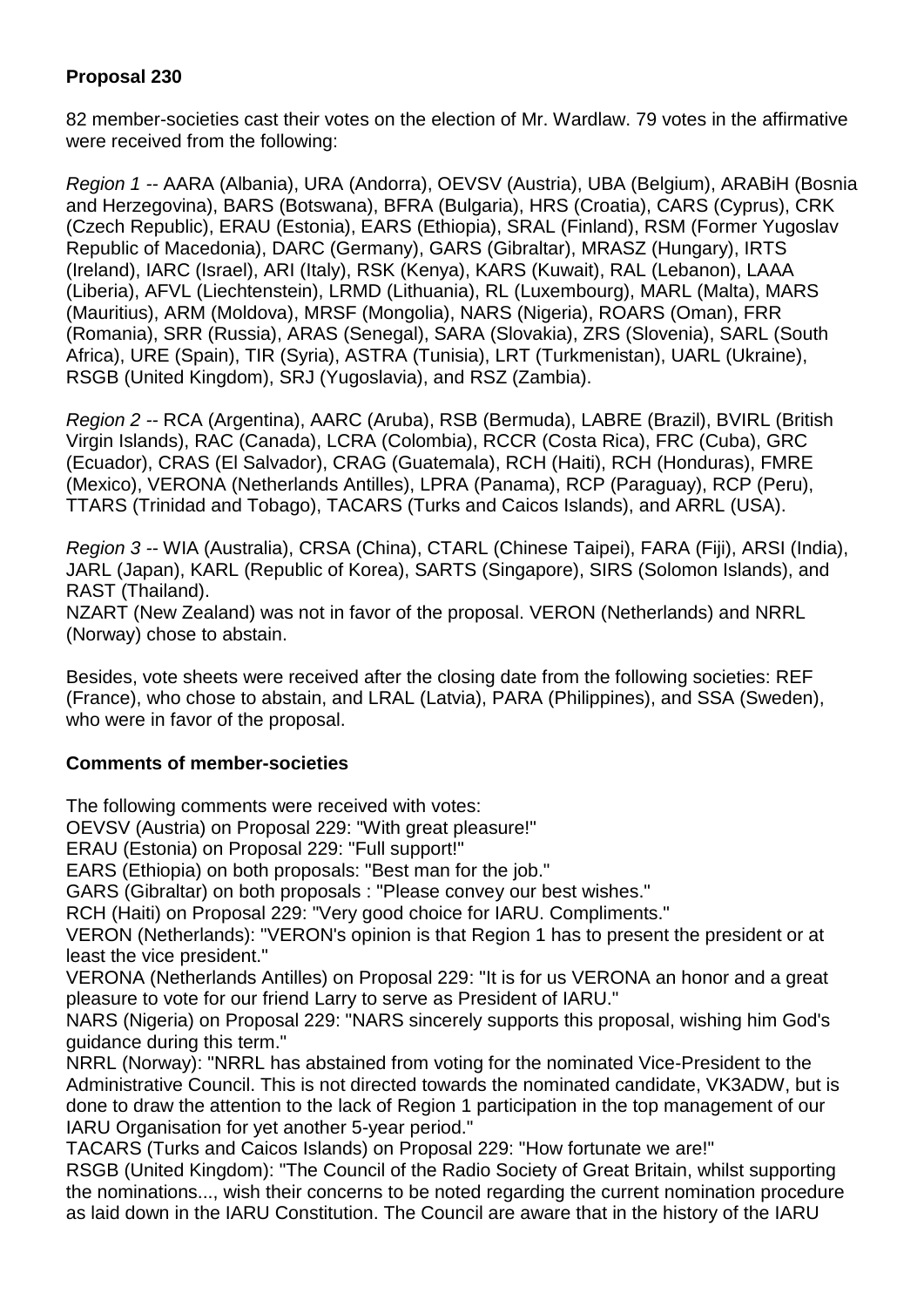**Proposal 230**

82 member-societies cast their votes on the election of Mr. Wardlaw. 79 votes in the affirmative were received from the following:

*Region 1* -- AARA (Albania), URA (Andorra), OEVSV (Austria), UBA (Belgium), ARABiH (Bosnia and Herzegovina), BARS (Botswana), BFRA (Bulgaria), HRS (Croatia), CARS (Cyprus), CRK (Czech Republic), ERAU (Estonia), EARS (Ethiopia), SRAL (Finland), RSM (Former Yugoslav Republic of Macedonia), DARC (Germany), GARS (Gibraltar), MRASZ (Hungary), IRTS (Ireland), IARC (Israel), ARI (Italy), RSK (Kenya), KARS (Kuwait), RAL (Lebanon), LAAA (Liberia), AFVL (Liechtenstein), LRMD (Lithuania), RL (Luxembourg), MARL (Malta), MARS (Mauritius), ARM (Moldova), MRSF (Mongolia), NARS (Nigeria), ROARS (Oman), FRR (Romania), SRR (Russia), ARAS (Senegal), SARA (Slovakia), ZRS (Slovenia), SARL (South Africa), URE (Spain), TIR (Syria), ASTRA (Tunisia), LRT (Turkmenistan), UARL (Ukraine), RSGB (United Kingdom), SRJ (Yugoslavia), and RSZ (Zambia).

*Region 2* -- RCA (Argentina), AARC (Aruba), RSB (Bermuda), LABRE (Brazil), BVIRL (British Virgin Islands), RAC (Canada), LCRA (Colombia), RCCR (Costa Rica), FRC (Cuba), GRC (Ecuador), CRAS (El Salvador), CRAG (Guatemala), RCH (Haiti), RCH (Honduras), FMRE (Mexico), VERONA (Netherlands Antilles), LPRA (Panama), RCP (Paraguay), RCP (Peru), TTARS (Trinidad and Tobago), TACARS (Turks and Caicos Islands), and ARRL (USA).

*Region 3* -- WIA (Australia), CRSA (China), CTARL (Chinese Taipei), FARA (Fiji), ARSI (India), JARL (Japan), KARL (Republic of Korea), SARTS (Singapore), SIRS (Solomon Islands), and RAST (Thailand).
NZART (New Zealand) was not in favor of the proposal. VERON (Netherlands) and NRRL (Norway) chose to abstain.

Besides, vote sheets were received after the closing date from the following societies: REF (France), who chose to abstain, and LRAL (Latvia), PARA (Philippines), and SSA (Sweden), who were in favor of the proposal.

**Comments of member-societies**

The following comments were received with votes:
OEVSV (Austria) on Proposal 229: "With great pleasure!"
ERAU (Estonia) on Proposal 229: "Full support!"
EARS (Ethiopia) on both proposals: "Best man for the job."
GARS (Gibraltar) on both proposals : "Please convey our best wishes."
RCH (Haiti) on Proposal 229: "Very good choice for IARU. Compliments."
VERON (Netherlands): "VERON's opinion is that Region 1 has to present the president or at least the vice president."
VERONA (Netherlands Antilles) on Proposal 229: "It is for us VERONA an honor and a great pleasure to vote for our friend Larry to serve as President of IARU."
NARS (Nigeria) on Proposal 229: "NARS sincerely supports this proposal, wishing him God's guidance during this term."
NRRL (Norway): "NRRL has abstained from voting for the nominated Vice-President to the Administrative Council. This is not directed towards the nominated candidate, VK3ADW, but is done to draw the attention to the lack of Region 1 participation in the top management of our IARU Organisation for yet another 5-year period."
TACARS (Turks and Caicos Islands) on Proposal 229: "How fortunate we are!"
RSGB (United Kingdom): "The Council of the Radio Society of Great Britain, whilst supporting the nominations..., wish their concerns to be noted regarding the current nomination procedure as laid down in the IARU Constitution. The Council are aware that in the history of the IARU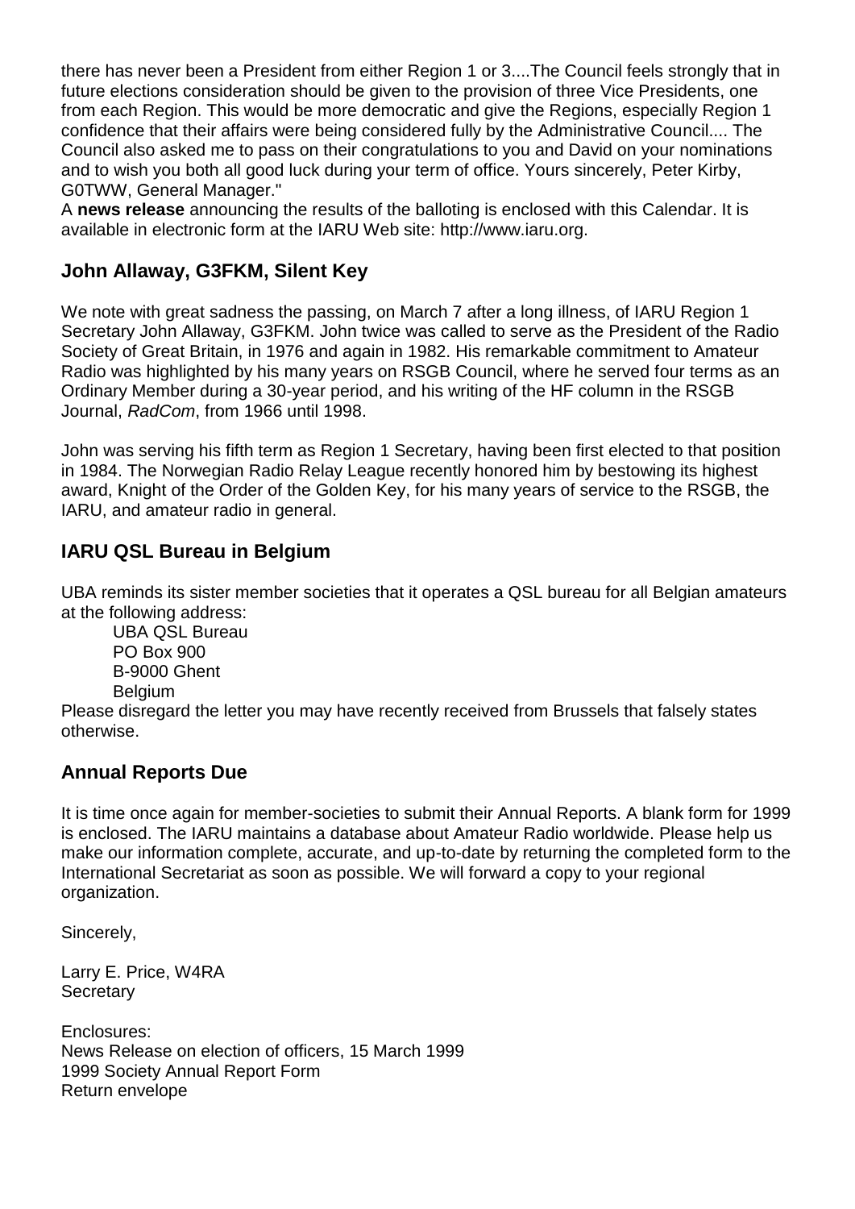there has never been a President from either Region 1 or 3....The Council feels strongly that in future elections consideration should be given to the provision of three Vice Presidents, one from each Region. This would be more democratic and give the Regions, especially Region 1 confidence that their affairs were being considered fully by the Administrative Council.... The Council also asked me to pass on their congratulations to you and David on your nominations and to wish you both all good luck during your term of office. Yours sincerely, Peter Kirby, G0TWW, General Manager."

A **news release** announcing the results of the balloting is enclosed with this Calendar. It is available in electronic form at the IARU Web site: http://www.iaru.org.

## John Allaway, G3FKM, Silent Key

We note with great sadness the passing, on March 7 after a long illness, of IARU Region 1 Secretary John Allaway, G3FKM. John twice was called to serve as the President of the Radio Society of Great Britain, in 1976 and again in 1982. His remarkable commitment to Amateur Radio was highlighted by his many years on RSGB Council, where he served four terms as an Ordinary Member during a 30-year period, and his writing of the HF column in the RSGB Journal, *RadCom*, from 1966 until 1998.

John was serving his fifth term as Region 1 Secretary, having been first elected to that position in 1984. The Norwegian Radio Relay League recently honored him by bestowing its highest award, Knight of the Order of the Golden Key, for his many years of service to the RSGB, the IARU, and amateur radio in general.

## IARU QSL Bureau in Belgium

UBA reminds its sister member societies that it operates a QSL bureau for all Belgian amateurs at the following address:

UBA QSL Bureau
PO Box 900
B-9000 Ghent
Belgium

Please disregard the letter you may have recently received from Brussels that falsely states otherwise.

## Annual Reports Due

It is time once again for member-societies to submit their Annual Reports. A blank form for 1999 is enclosed. The IARU maintains a database about Amateur Radio worldwide. Please help us make our information complete, accurate, and up-to-date by returning the completed form to the International Secretariat as soon as possible. We will forward a copy to your regional organization.

Sincerely,

Larry E. Price, W4RA
Secretary

Enclosures:
News Release on election of officers, 15 March 1999
1999 Society Annual Report Form
Return envelope